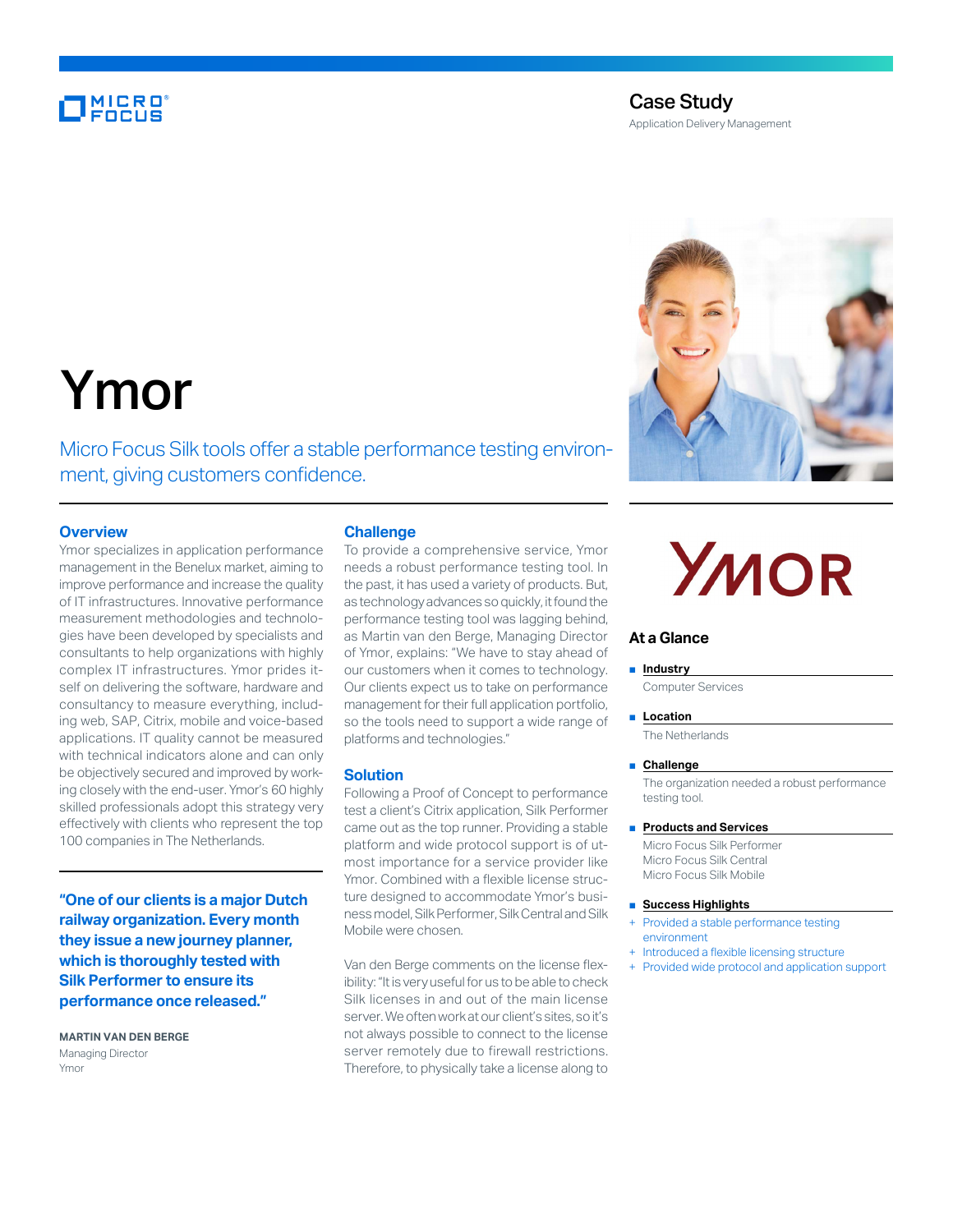Case Study

Application Delivery Management

# Ymor

Micro Focus Silk tools offer a stable performance testing environment, giving customers confidence.

## Overview

Ymor specializes in application performance management in the Benelux market, aiming to improve performance and increase the quality of IT infrastructures. Innovative performance measurement methodologies and technologies have been developed by specialists and consultants to help organizations with highly complex IT infrastructures. Ymor prides itself on delivering the software, hardware and consultancy to measure everything, including web, SAP, Citrix, mobile and voice-based applications. IT quality cannot be measured with technical indicators alone and can only be objectively secured and improved by working closely with the end-user. Ymor's 60 highly skilled professionals adopt this strategy very effectively with clients who represent the top 100 companies in The Netherlands.

**"One of our clients is a major Dutch railway organization. Every month they issue a new journey planner, which is thoroughly tested with Silk Performer to ensure its performance once released."**

**MARTIN VAN DEN BERGE**
Managing Director
Ymor

## Challenge

To provide a comprehensive service, Ymor needs a robust performance testing tool. In the past, it has used a variety of products. But, as technology advances so quickly, it found the performance testing tool was lagging behind, as Martin van den Berge, Managing Director of Ymor, explains: "We have to stay ahead of our customers when it comes to technology. Our clients expect us to take on performance management for their full application portfolio, so the tools need to support a wide range of platforms and technologies."

## Solution

Following a Proof of Concept to performance test a client's Citrix application, Silk Performer came out as the top runner. Providing a stable platform and wide protocol support is of utmost importance for a service provider like Ymor. Combined with a flexible license structure designed to accommodate Ymor's business model, Silk Performer, Silk Central and Silk Mobile were chosen.

Van den Berge comments on the license flexibility: "It is very useful for us to be able to check Silk licenses in and out of the main license server. We often work at our client's sites, so it's not always possible to connect to the license server remotely due to firewall restrictions. Therefore, to physically take a license along to

YMOR

### At a Glance

- **Industry**
  Computer Services
- **Location**
  The Netherlands
- **Challenge**
  The organization needed a robust performance testing tool.
- **Products and Services**
  Micro Focus Silk Performer
  Micro Focus Silk Central
  Micro Focus Silk Mobile
- **Success Highlights**
  + Provided a stable performance testing environment
  + Introduced a flexible licensing structure
  + Provided wide protocol and application support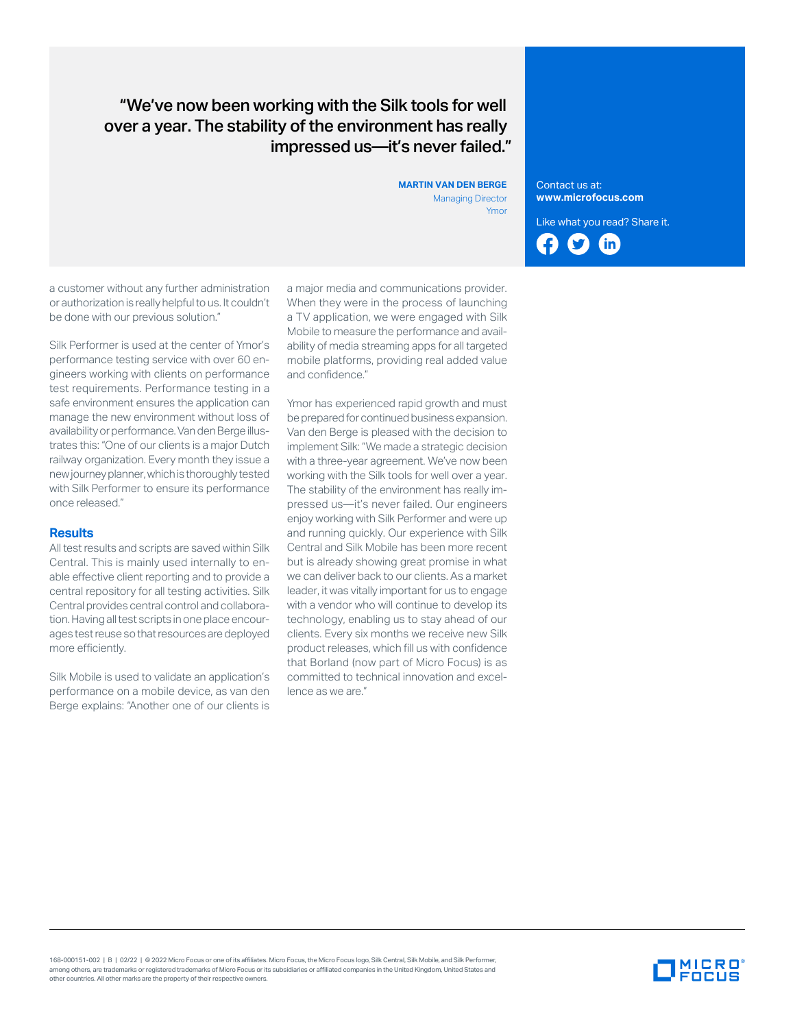> "We've now been working with the Silk tools for well over a year. The stability of the environment has really impressed us—it's never failed."
>
> **MARTIN VAN DEN BERGE**
> Managing Director
> Ymor

Contact us at:
**www.microfocus.com**

Like what you read? Share it.

a customer without any further administration or authorization is really helpful to us. It couldn't be done with our previous solution."

Silk Performer is used at the center of Ymor's performance testing service with over 60 engineers working with clients on performance test requirements. Performance testing in a safe environment ensures the application can manage the new environment without loss of availability or performance. Van den Berge illustrates this: "One of our clients is a major Dutch railway organization. Every month they issue a new journey planner, which is thoroughly tested with Silk Performer to ensure its performance once released."

## Results

All test results and scripts are saved within Silk Central. This is mainly used internally to enable effective client reporting and to provide a central repository for all testing activities. Silk Central provides central control and collaboration. Having all test scripts in one place encourages test reuse so that resources are deployed more efficiently.

Silk Mobile is used to validate an application's performance on a mobile device, as van den Berge explains: "Another one of our clients is a major media and communications provider. When they were in the process of launching a TV application, we were engaged with Silk Mobile to measure the performance and availability of media streaming apps for all targeted mobile platforms, providing real added value and confidence."

Ymor has experienced rapid growth and must be prepared for continued business expansion. Van den Berge is pleased with the decision to implement Silk: "We made a strategic decision with a three-year agreement. We've now been working with the Silk tools for well over a year. The stability of the environment has really impressed us—it's never failed. Our engineers enjoy working with Silk Performer and were up and running quickly. Our experience with Silk Central and Silk Mobile has been more recent but is already showing great promise in what we can deliver back to our clients. As a market leader, it was vitally important for us to engage with a vendor who will continue to develop its technology, enabling us to stay ahead of our clients. Every six months we receive new Silk product releases, which fill us with confidence that Borland (now part of Micro Focus) is as committed to technical innovation and excellence as we are."

168-000151-002 | B | 02/22 | © 2022 Micro Focus or one of its affiliates. Micro Focus, the Micro Focus logo, Silk Central, Silk Mobile, and Silk Performer, among others, are trademarks or registered trademarks of Micro Focus or its subsidiaries or affiliated companies in the United Kingdom, United States and other countries. All other marks are the property of their respective owners.